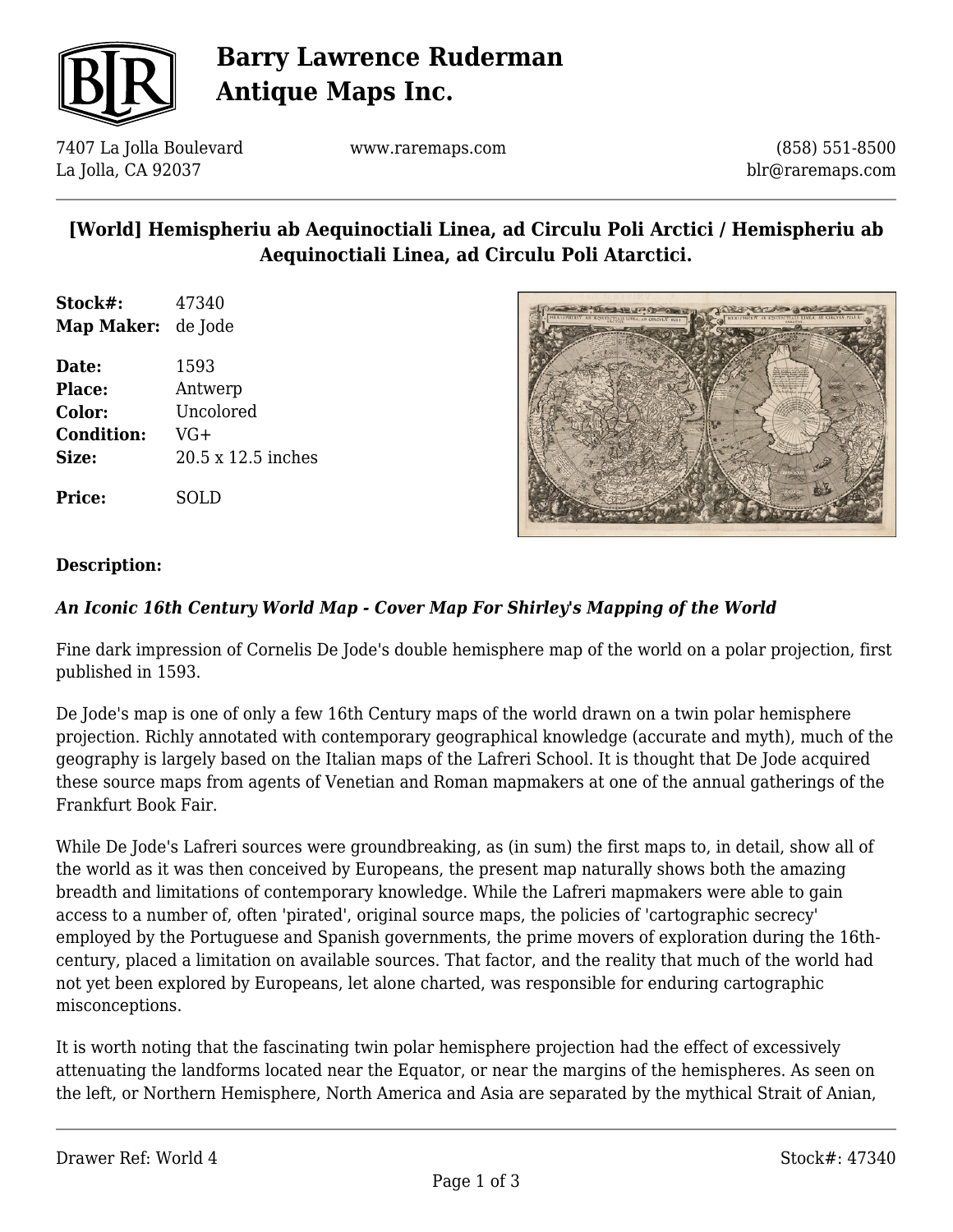# Barry Lawrence Ruderman Antique Maps Inc.

7407 La Jolla Boulevard
La Jolla, CA 92037

www.raremaps.com

(858) 551-8500
blr@raremaps.com

## [World] Hemispheriu ab Aequinoctiali Linea, ad Circulu Poli Arctici / Hemispheriu ab Aequinoctiali Linea, ad Circulu Poli Atarctici.

**Stock#:** 47340
**Map Maker:** de Jode

**Date:** 1593
**Place:** Antwerp
**Color:** Uncolored
**Condition:** VG+
**Size:** 20.5 x 12.5 inches

**Price:** SOLD

### Description:

***An Iconic 16th Century World Map - Cover Map For Shirley's Mapping of the World***

Fine dark impression of Cornelis De Jode's double hemisphere map of the world on a polar projection, first published in 1593.

De Jode's map is one of only a few 16th Century maps of the world drawn on a twin polar hemisphere projection. Richly annotated with contemporary geographical knowledge (accurate and myth), much of the geography is largely based on the Italian maps of the Lafreri School. It is thought that De Jode acquired these source maps from agents of Venetian and Roman mapmakers at one of the annual gatherings of the Frankfurt Book Fair.

While De Jode's Lafreri sources were groundbreaking, as (in sum) the first maps to, in detail, show all of the world as it was then conceived by Europeans, the present map naturally shows both the amazing breadth and limitations of contemporary knowledge. While the Lafreri mapmakers were able to gain access to a number of, often 'pirated', original source maps, the policies of 'cartographic secrecy' employed by the Portuguese and Spanish governments, the prime movers of exploration during the 16th-century, placed a limitation on available sources. That factor, and the reality that much of the world had not yet been explored by Europeans, let alone charted, was responsible for enduring cartographic misconceptions.

It is worth noting that the fascinating twin polar hemisphere projection had the effect of excessively attenuating the landforms located near the Equator, or near the margins of the hemispheres. As seen on the left, or Northern Hemisphere, North America and Asia are separated by the mythical Strait of Anian,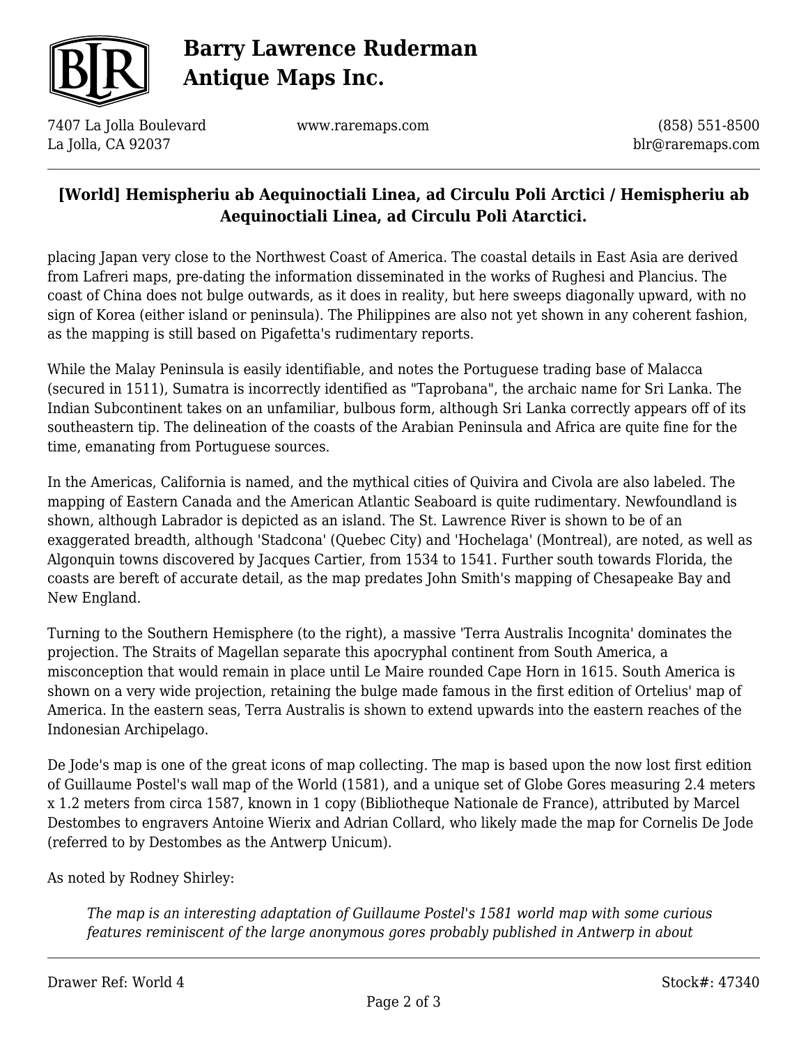placing Japan very close to the Northwest Coast of America. The coastal details in East Asia are derived from Lafreri maps, pre-dating the information disseminated in the works of Rughesi and Plancius. The coast of China does not bulge outwards, as it does in reality, but here sweeps diagonally upward, with no sign of Korea (either island or peninsula). The Philippines are also not yet shown in any coherent fashion, as the mapping is still based on Pigafetta's rudimentary reports.

While the Malay Peninsula is easily identifiable, and notes the Portuguese trading base of Malacca (secured in 1511), Sumatra is incorrectly identified as "Taprobana", the archaic name for Sri Lanka. The Indian Subcontinent takes on an unfamiliar, bulbous form, although Sri Lanka correctly appears off of its southeastern tip. The delineation of the coasts of the Arabian Peninsula and Africa are quite fine for the time, emanating from Portuguese sources.

In the Americas, California is named, and the mythical cities of Quivira and Civola are also labeled. The mapping of Eastern Canada and the American Atlantic Seaboard is quite rudimentary. Newfoundland is shown, although Labrador is depicted as an island. The St. Lawrence River is shown to be of an exaggerated breadth, although 'Stadcona' (Quebec City) and 'Hochelaga' (Montreal), are noted, as well as Algonquin towns discovered by Jacques Cartier, from 1534 to 1541. Further south towards Florida, the coasts are bereft of accurate detail, as the map predates John Smith's mapping of Chesapeake Bay and New England.

Turning to the Southern Hemisphere (to the right), a massive 'Terra Australis Incognita' dominates the projection. The Straits of Magellan separate this apocryphal continent from South America, a misconception that would remain in place until Le Maire rounded Cape Horn in 1615. South America is shown on a very wide projection, retaining the bulge made famous in the first edition of Ortelius' map of America. In the eastern seas, Terra Australis is shown to extend upwards into the eastern reaches of the Indonesian Archipelago.

De Jode's map is one of the great icons of map collecting. The map is based upon the now lost first edition of Guillaume Postel's wall map of the World (1581), and a unique set of Globe Gores measuring 2.4 meters x 1.2 meters from circa 1587, known in 1 copy (Bibliotheque Nationale de France), attributed by Marcel Destombes to engravers Antoine Wierix and Adrian Collard, who likely made the map for Cornelis De Jode (referred to by Destombes as the Antwerp Unicum).

As noted by Rodney Shirley:

> *The map is an interesting adaptation of Guillaume Postel's 1581 world map with some curious features reminiscent of the large anonymous gores probably published in Antwerp in about*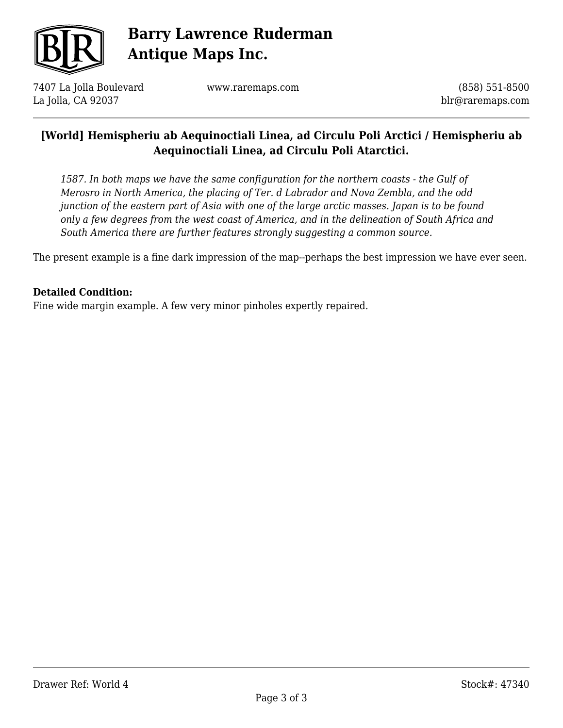## [World] Hemispheriu ab Aequinoctiali Linea, ad Circulu Poli Arctici / Hemispheriu ab Aequinoctiali Linea, ad Circulu Poli Atarctici.

> *1587. In both maps we have the same configuration for the northern coasts - the Gulf of Merosro in North America, the placing of Ter. d Labrador and Nova Zembla, and the odd junction of the eastern part of Asia with one of the large arctic masses. Japan is to be found only a few degrees from the west coast of America, and in the delineation of South Africa and South America there are further features strongly suggesting a common source.*

The present example is a fine dark impression of the map--perhaps the best impression we have ever seen.

**Detailed Condition:**

Fine wide margin example. A few very minor pinholes expertly repaired.

Drawer Ref: World 4

Stock#: 47340